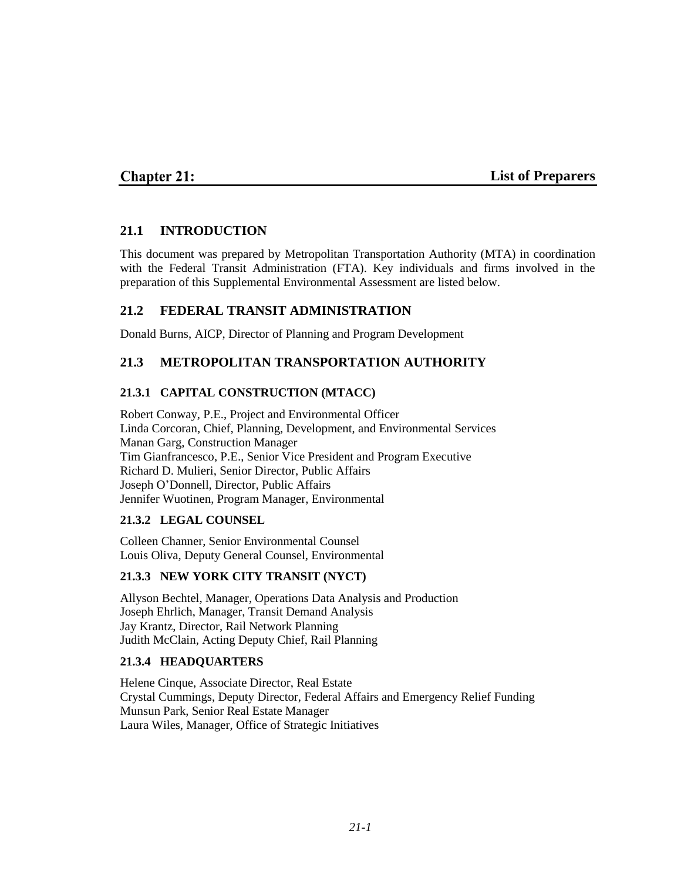# Chapter 21: List of Preparers

## 21.1 INTRODUCTION

This document was prepared by Metropolitan Transportation Authority (MTA) in coordination with the Federal Transit Administration (FTA). Key individuals and firms involved in the preparation of this Supplemental Environmental Assessment are listed below.

## 21.2 FEDERAL TRANSIT ADMINISTRATION

Donald Burns, AICP, Director of Planning and Program Development

## 21.3 METROPOLITAN TRANSPORTATION AUTHORITY

### 21.3.1 CAPITAL CONSTRUCTION (MTACC)

Robert Conway, P.E., Project and Environmental Officer
Linda Corcoran, Chief, Planning, Development, and Environmental Services
Manan Garg, Construction Manager
Tim Gianfrancesco, P.E., Senior Vice President and Program Executive
Richard D. Mulieri, Senior Director, Public Affairs
Joseph O'Donnell, Director, Public Affairs
Jennifer Wuotinen, Program Manager, Environmental

### 21.3.2 LEGAL COUNSEL

Colleen Channer, Senior Environmental Counsel
Louis Oliva, Deputy General Counsel, Environmental

### 21.3.3 NEW YORK CITY TRANSIT (NYCT)

Allyson Bechtel, Manager, Operations Data Analysis and Production
Joseph Ehrlich, Manager, Transit Demand Analysis
Jay Krantz, Director, Rail Network Planning
Judith McClain, Acting Deputy Chief, Rail Planning

### 21.3.4 HEADQUARTERS

Helene Cinque, Associate Director, Real Estate
Crystal Cummings, Deputy Director, Federal Affairs and Emergency Relief Funding
Munsun Park, Senior Real Estate Manager
Laura Wiles, Manager, Office of Strategic Initiatives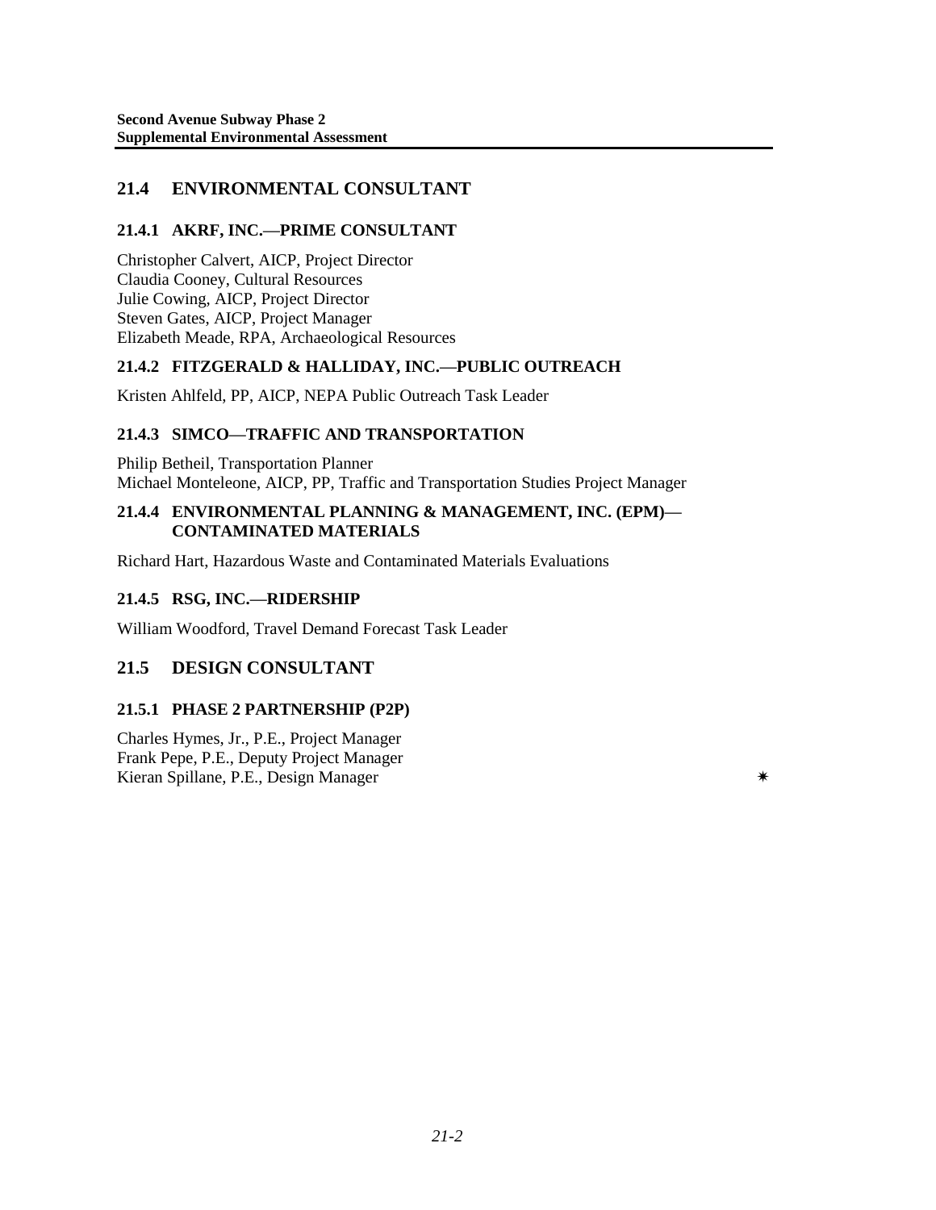## 21.4 ENVIRONMENTAL CONSULTANT

### 21.4.1 AKRF, INC.—PRIME CONSULTANT

Christopher Calvert, AICP, Project Director
Claudia Cooney, Cultural Resources
Julie Cowing, AICP, Project Director
Steven Gates, AICP, Project Manager
Elizabeth Meade, RPA, Archaeological Resources

### 21.4.2 FITZGERALD & HALLIDAY, INC.—PUBLIC OUTREACH

Kristen Ahlfeld, PP, AICP, NEPA Public Outreach Task Leader

### 21.4.3 SIMCO—TRAFFIC AND TRANSPORTATION

Philip Betheil, Transportation Planner
Michael Monteleone, AICP, PP, Traffic and Transportation Studies Project Manager

### 21.4.4 ENVIRONMENTAL PLANNING & MANAGEMENT, INC. (EPM)—CONTAMINATED MATERIALS

Richard Hart, Hazardous Waste and Contaminated Materials Evaluations

### 21.4.5 RSG, INC.—RIDERSHIP

William Woodford, Travel Demand Forecast Task Leader

## 21.5 DESIGN CONSULTANT

### 21.5.1 PHASE 2 PARTNERSHIP (P2P)

Charles Hymes, Jr., P.E., Project Manager
Frank Pepe, P.E., Deputy Project Manager
Kieran Spillane, P.E., Design Manager

✷